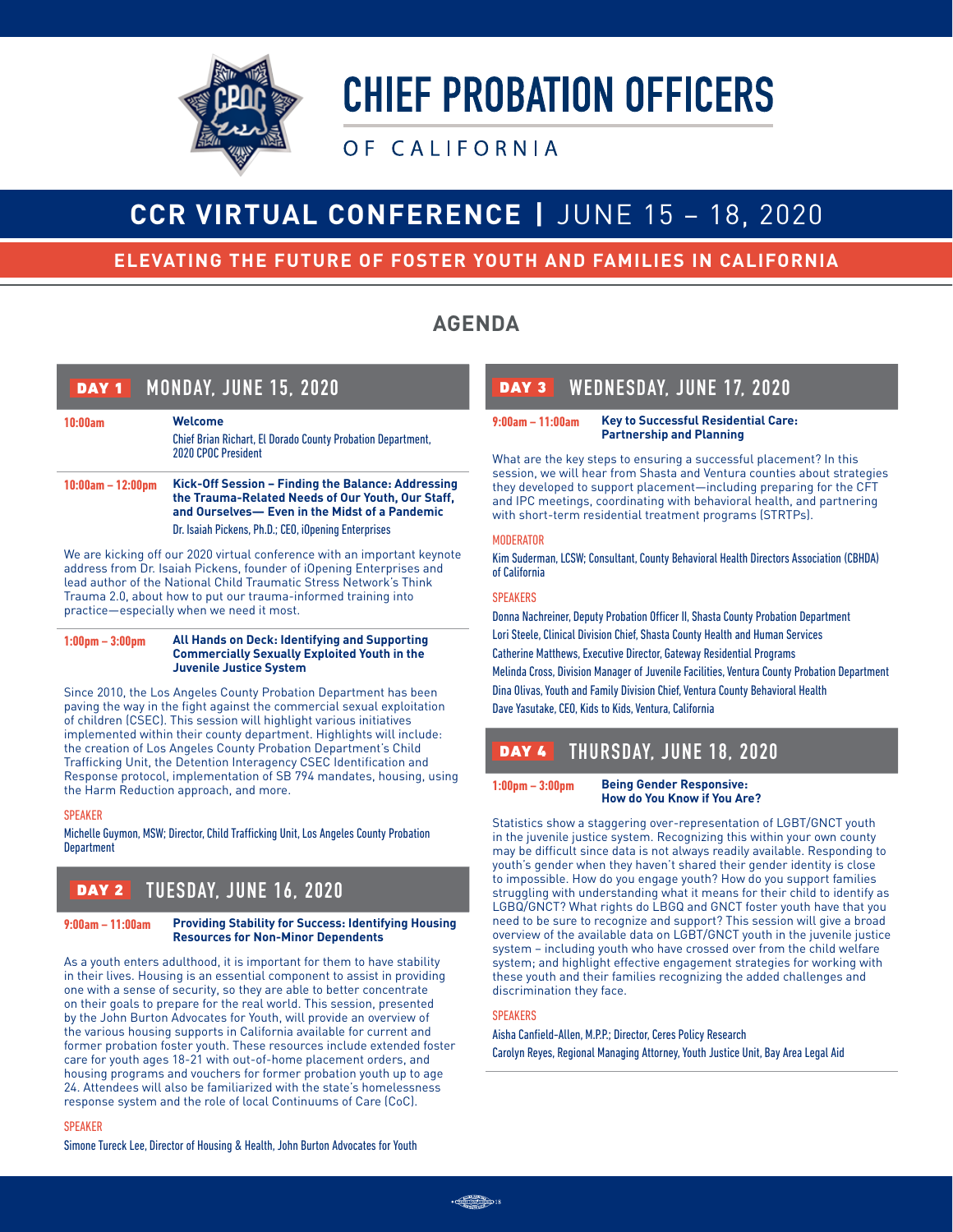# CHIEF PROBATION OFFICERS

OF CALIFORNIA

## CCR VIRTUAL CONFERENCE | JUNE 15 – 18, 2020

**ELEVATING THE FUTURE OF FOSTER YOUTH AND FAMILIES IN CALIFORNIA**

## AGENDA

### DAY 1 MONDAY, JUNE 15, 2020

**10:00am** — **Welcome**

Chief Brian Richart, El Dorado County Probation Department, 2020 CPOC President

**10:00am – 12:00pm** — **Kick-Off Session – Finding the Balance: Addressing the Trauma-Related Needs of Our Youth, Our Staff, and Ourselves— Even in the Midst of a Pandemic**

Dr. Isaiah Pickens, Ph.D.; CEO, iOpening Enterprises

We are kicking off our 2020 virtual conference with an important keynote address from Dr. Isaiah Pickens, founder of iOpening Enterprises and lead author of the National Child Traumatic Stress Network's Think Trauma 2.0, about how to put our trauma-informed training into practice—especially when we need it most.

**1:00pm – 3:00pm** — **All Hands on Deck: Identifying and Supporting Commercially Sexually Exploited Youth in the Juvenile Justice System**

Since 2010, the Los Angeles County Probation Department has been paving the way in the fight against the commercial sexual exploitation of children (CSEC). This session will highlight various initiatives implemented within their county department. Highlights will include: the creation of Los Angeles County Probation Department's Child Trafficking Unit, the Detention Interagency CSEC Identification and Response protocol, implementation of SB 794 mandates, housing, using the Harm Reduction approach, and more.

SPEAKER

Michelle Guymon, MSW; Director, Child Trafficking Unit, Los Angeles County Probation Department

### DAY 2 TUESDAY, JUNE 16, 2020

**9:00am – 11:00am** — **Providing Stability for Success: Identifying Housing Resources for Non-Minor Dependents**

As a youth enters adulthood, it is important for them to have stability in their lives. Housing is an essential component to assist in providing one with a sense of security, so they are able to better concentrate on their goals to prepare for the real world. This session, presented by the John Burton Advocates for Youth, will provide an overview of the various housing supports in California available for current and former probation foster youth. These resources include extended foster care for youth ages 18-21 with out-of-home placement orders, and housing programs and vouchers for former probation youth up to age 24. Attendees will also be familiarized with the state's homelessness response system and the role of local Continuums of Care (CoC).

SPEAKER

Simone Tureck Lee, Director of Housing & Health, John Burton Advocates for Youth

### DAY 3 WEDNESDAY, JUNE 17, 2020

**9:00am – 11:00am** — **Key to Successful Residential Care: Partnership and Planning**

What are the key steps to ensuring a successful placement? In this session, we will hear from Shasta and Ventura counties about strategies they developed to support placement—including preparing for the CFT and IPC meetings, coordinating with behavioral health, and partnering with short-term residential treatment programs (STRTPs).

MODERATOR

Kim Suderman, LCSW; Consultant, County Behavioral Health Directors Association (CBHDA) of California

SPEAKERS

Donna Nachreiner, Deputy Probation Officer II, Shasta County Probation Department
Lori Steele, Clinical Division Chief, Shasta County Health and Human Services
Catherine Matthews, Executive Director, Gateway Residential Programs
Melinda Cross, Division Manager of Juvenile Facilities, Ventura County Probation Department
Dina Olivas, Youth and Family Division Chief, Ventura County Behavioral Health
Dave Yasutake, CEO, Kids to Kids, Ventura, California

### DAY 4 THURSDAY, JUNE 18, 2020

**1:00pm – 3:00pm** — **Being Gender Responsive: How do You Know if You Are?**

Statistics show a staggering over-representation of LGBT/GNCT youth in the juvenile justice system. Recognizing this within your own county may be difficult since data is not always readily available. Responding to youth's gender when they haven't shared their gender identity is close to impossible. How do you engage youth? How do you support families struggling with understanding what it means for their child to identify as LGBQ/GNCT? What rights do LBGQ and GNCT foster youth have that you need to be sure to recognize and support? This session will give a broad overview of the available data on LGBT/GNCT youth in the juvenile justice system – including youth who have crossed over from the child welfare system; and highlight effective engagement strategies for working with these youth and their families recognizing the added challenges and discrimination they face.

SPEAKERS

Aisha Canfield-Allen, M.P.P.; Director, Ceres Policy Research
Carolyn Reyes, Regional Managing Attorney, Youth Justice Unit, Bay Area Legal Aid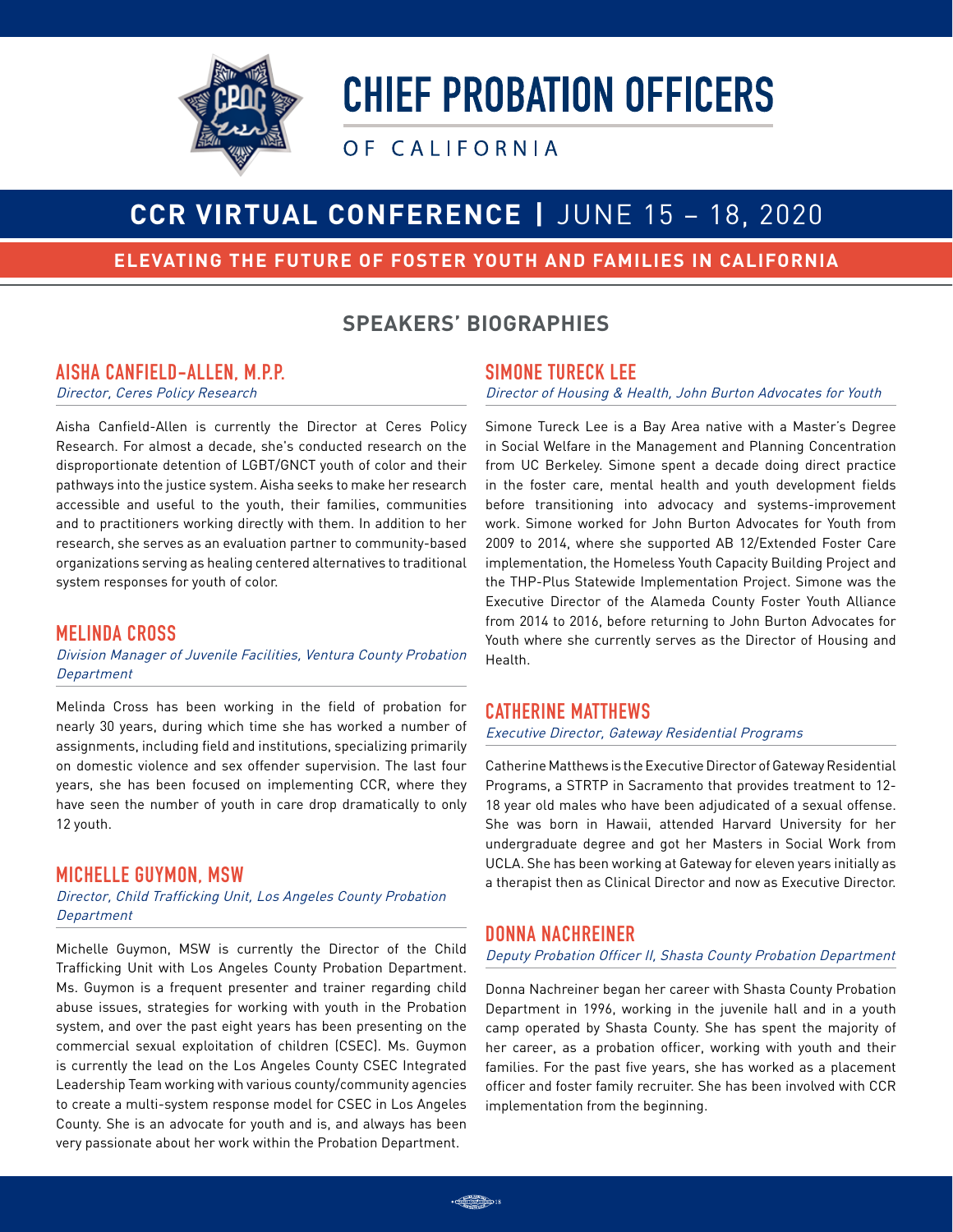# CHIEF PROBATION OFFICERS

OF CALIFORNIA

## CCR VIRTUAL CONFERENCE | JUNE 15 – 18, 2020

**ELEVATING THE FUTURE OF FOSTER YOUTH AND FAMILIES IN CALIFORNIA**

## SPEAKERS' BIOGRAPHIES

### AISHA CANFIELD-ALLEN, M.P.P.

*Director, Ceres Policy Research*

Aisha Canfield-Allen is currently the Director at Ceres Policy Research. For almost a decade, she's conducted research on the disproportionate detention of LGBT/GNCT youth of color and their pathways into the justice system. Aisha seeks to make her research accessible and useful to the youth, their families, communities and to practitioners working directly with them. In addition to her research, she serves as an evaluation partner to community-based organizations serving as healing centered alternatives to traditional system responses for youth of color.

### MELINDA CROSS

*Division Manager of Juvenile Facilities, Ventura County Probation Department*

Melinda Cross has been working in the field of probation for nearly 30 years, during which time she has worked a number of assignments, including field and institutions, specializing primarily on domestic violence and sex offender supervision. The last four years, she has been focused on implementing CCR, where they have seen the number of youth in care drop dramatically to only 12 youth.

### MICHELLE GUYMON, MSW

*Director, Child Trafficking Unit, Los Angeles County Probation Department*

Michelle Guymon, MSW is currently the Director of the Child Trafficking Unit with Los Angeles County Probation Department. Ms. Guymon is a frequent presenter and trainer regarding child abuse issues, strategies for working with youth in the Probation system, and over the past eight years has been presenting on the commercial sexual exploitation of children (CSEC). Ms. Guymon is currently the lead on the Los Angeles County CSEC Integrated Leadership Team working with various county/community agencies to create a multi-system response model for CSEC in Los Angeles County. She is an advocate for youth and is, and always has been very passionate about her work within the Probation Department.

### SIMONE TURECK LEE

*Director of Housing & Health, John Burton Advocates for Youth*

Simone Tureck Lee is a Bay Area native with a Master's Degree in Social Welfare in the Management and Planning Concentration from UC Berkeley. Simone spent a decade doing direct practice in the foster care, mental health and youth development fields before transitioning into advocacy and systems-improvement work. Simone worked for John Burton Advocates for Youth from 2009 to 2014, where she supported AB 12/Extended Foster Care implementation, the Homeless Youth Capacity Building Project and the THP-Plus Statewide Implementation Project. Simone was the Executive Director of the Alameda County Foster Youth Alliance from 2014 to 2016, before returning to John Burton Advocates for Youth where she currently serves as the Director of Housing and Health.

### CATHERINE MATTHEWS

*Executive Director, Gateway Residential Programs*

Catherine Matthews is the Executive Director of Gateway Residential Programs, a STRTP in Sacramento that provides treatment to 12-18 year old males who have been adjudicated of a sexual offense. She was born in Hawaii, attended Harvard University for her undergraduate degree and got her Masters in Social Work from UCLA. She has been working at Gateway for eleven years initially as a therapist then as Clinical Director and now as Executive Director.

### DONNA NACHREINER

*Deputy Probation Officer II, Shasta County Probation Department*

Donna Nachreiner began her career with Shasta County Probation Department in 1996, working in the juvenile hall and in a youth camp operated by Shasta County. She has spent the majority of her career, as a probation officer, working with youth and their families. For the past five years, she has worked as a placement officer and foster family recruiter. She has been involved with CCR implementation from the beginning.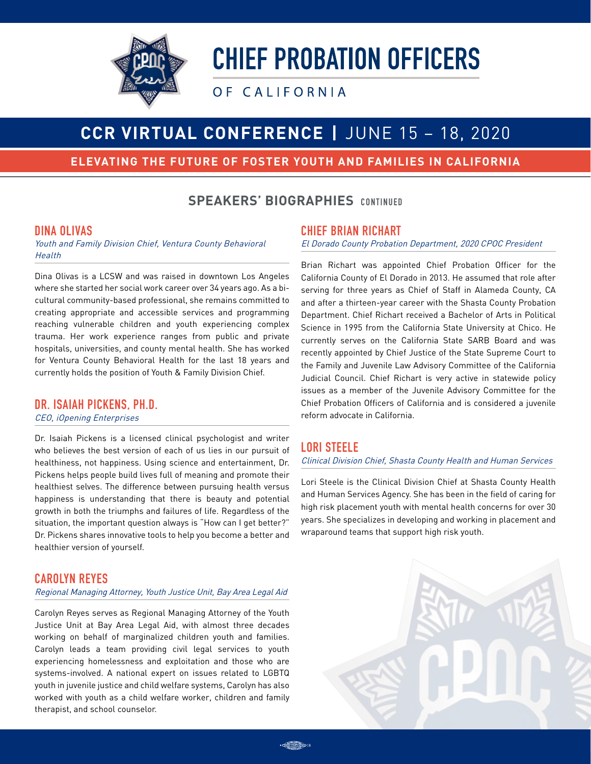# CHIEF PROBATION OFFICERS

OF CALIFORNIA

## CCR VIRTUAL CONFERENCE | JUNE 15 – 18, 2020

**ELEVATING THE FUTURE OF FOSTER YOUTH AND FAMILIES IN CALIFORNIA**

## SPEAKERS' BIOGRAPHIES CONTINUED

### DINA OLIVAS

*Youth and Family Division Chief, Ventura County Behavioral Health*

Dina Olivas is a LCSW and was raised in downtown Los Angeles where she started her social work career over 34 years ago. As a bi-cultural community-based professional, she remains committed to creating appropriate and accessible services and programming reaching vulnerable children and youth experiencing complex trauma. Her work experience ranges from public and private hospitals, universities, and county mental health. She has worked for Ventura County Behavioral Health for the last 18 years and currently holds the position of Youth & Family Division Chief.

### DR. ISAIAH PICKENS, PH.D.

*CEO, iOpening Enterprises*

Dr. Isaiah Pickens is a licensed clinical psychologist and writer who believes the best version of each of us lies in our pursuit of healthiness, not happiness. Using science and entertainment, Dr. Pickens helps people build lives full of meaning and promote their healthiest selves. The difference between pursuing health versus happiness is understanding that there is beauty and potential growth in both the triumphs and failures of life. Regardless of the situation, the important question always is "How can I get better?" Dr. Pickens shares innovative tools to help you become a better and healthier version of yourself.

### CAROLYN REYES

*Regional Managing Attorney, Youth Justice Unit, Bay Area Legal Aid*

Carolyn Reyes serves as Regional Managing Attorney of the Youth Justice Unit at Bay Area Legal Aid, with almost three decades working on behalf of marginalized children youth and families. Carolyn leads a team providing civil legal services to youth experiencing homelessness and exploitation and those who are systems-involved. A national expert on issues related to LGBTQ youth in juvenile justice and child welfare systems, Carolyn has also worked with youth as a child welfare worker, children and family therapist, and school counselor.

### CHIEF BRIAN RICHART

*El Dorado County Probation Department, 2020 CPOC President*

Brian Richart was appointed Chief Probation Officer for the California County of El Dorado in 2013. He assumed that role after serving for three years as Chief of Staff in Alameda County, CA and after a thirteen-year career with the Shasta County Probation Department. Chief Richart received a Bachelor of Arts in Political Science in 1995 from the California State University at Chico. He currently serves on the California State SARB Board and was recently appointed by Chief Justice of the State Supreme Court to the Family and Juvenile Law Advisory Committee of the California Judicial Council. Chief Richart is very active in statewide policy issues as a member of the Juvenile Advisory Committee for the Chief Probation Officers of California and is considered a juvenile reform advocate in California.

### LORI STEELE

*Clinical Division Chief, Shasta County Health and Human Services*

Lori Steele is the Clinical Division Chief at Shasta County Health and Human Services Agency. She has been in the field of caring for high risk placement youth with mental health concerns for over 30 years. She specializes in developing and working in placement and wraparound teams that support high risk youth.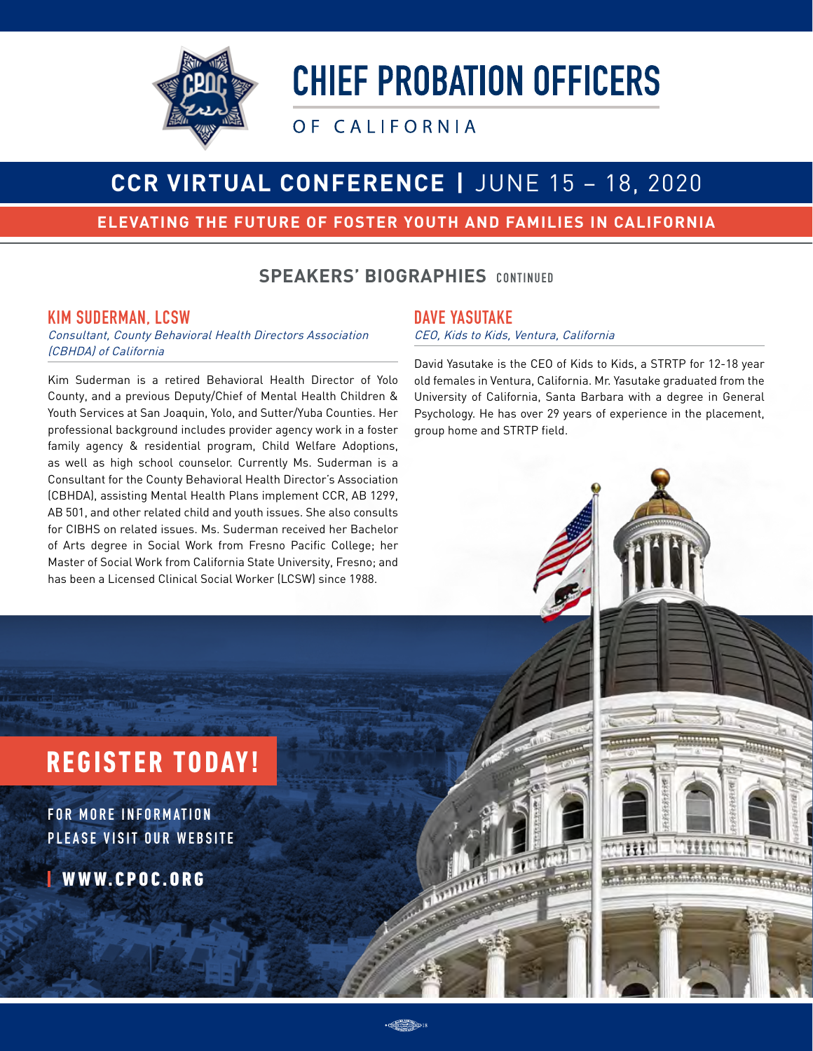# CHIEF PROBATION OFFICERS

OF CALIFORNIA

## CCR VIRTUAL CONFERENCE | JUNE 15 – 18, 2020

**ELEVATING THE FUTURE OF FOSTER YOUTH AND FAMILIES IN CALIFORNIA**

## SPEAKERS' BIOGRAPHIES CONTINUED

### KIM SUDERMAN, LCSW

*Consultant, County Behavioral Health Directors Association (CBHDA) of California*

Kim Suderman is a retired Behavioral Health Director of Yolo County, and a previous Deputy/Chief of Mental Health Children & Youth Services at San Joaquin, Yolo, and Sutter/Yuba Counties. Her professional background includes provider agency work in a foster family agency & residential program, Child Welfare Adoptions, as well as high school counselor. Currently Ms. Suderman is a Consultant for the County Behavioral Health Director's Association (CBHDA), assisting Mental Health Plans implement CCR, AB 1299, AB 501, and other related child and youth issues. She also consults for CIBHS on related issues. Ms. Suderman received her Bachelor of Arts degree in Social Work from Fresno Pacific College; her Master of Social Work from California State University, Fresno; and has been a Licensed Clinical Social Worker (LCSW) since 1988.

### DAVE YASUTAKE

*CEO, Kids to Kids, Ventura, California*

David Yasutake is the CEO of Kids to Kids, a STRTP for 12-18 year old females in Ventura, California. Mr. Yasutake graduated from the University of California, Santa Barbara with a degree in General Psychology. He has over 29 years of experience in the placement, group home and STRTP field.

## REGISTER TODAY!

FOR MORE INFORMATION
PLEASE VISIT OUR WEBSITE

**WWW.CPOC.ORG**